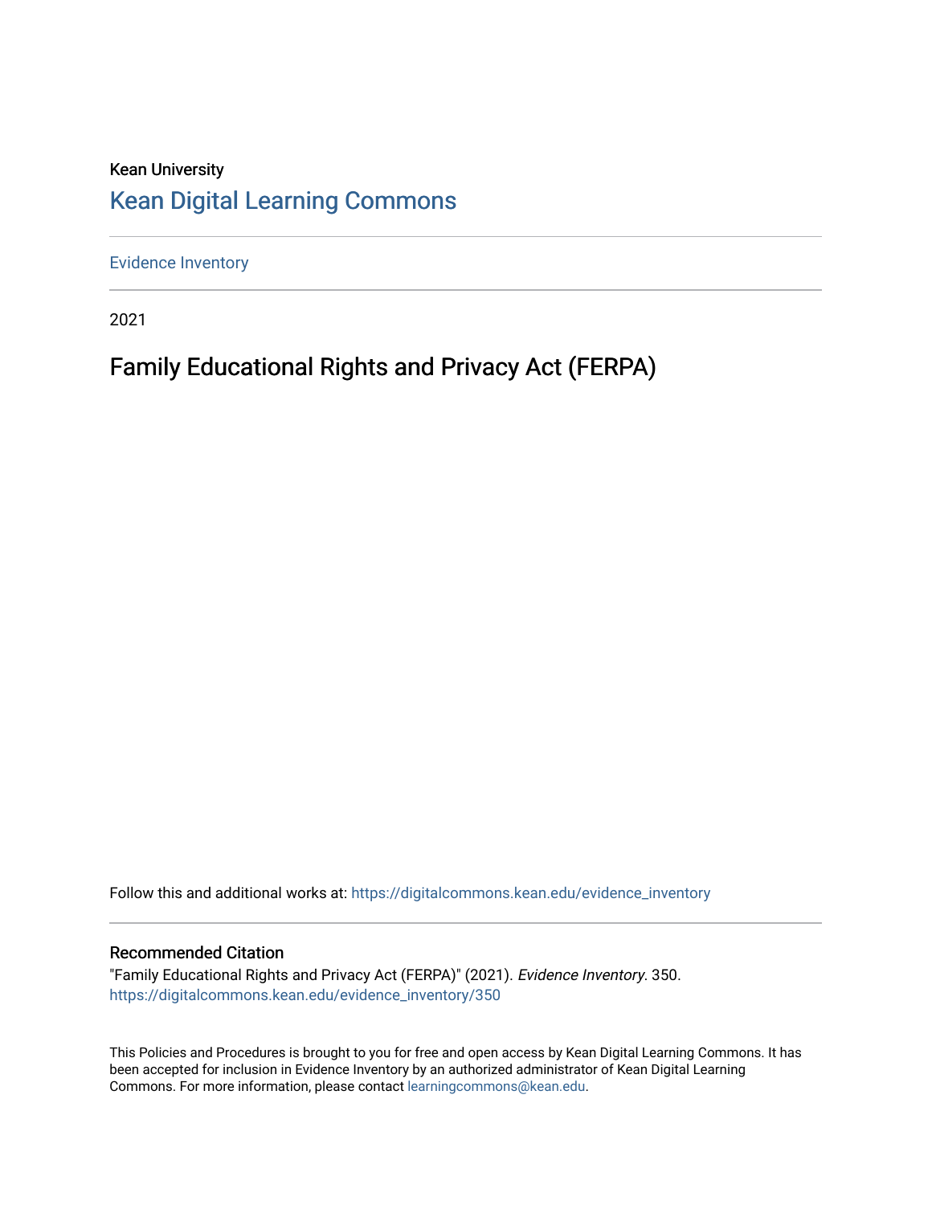Kean University

## Kean Digital Learning Commons

Evidence Inventory

2021

# Family Educational Rights and Privacy Act (FERPA)

Follow this and additional works at: https://digitalcommons.kean.edu/evidence_inventory

### Recommended Citation

"Family Educational Rights and Privacy Act (FERPA)" (2021). *Evidence Inventory*. 350.
https://digitalcommons.kean.edu/evidence_inventory/350

This Policies and Procedures is brought to you for free and open access by Kean Digital Learning Commons. It has been accepted for inclusion in Evidence Inventory by an authorized administrator of Kean Digital Learning Commons. For more information, please contact learningcommons@kean.edu.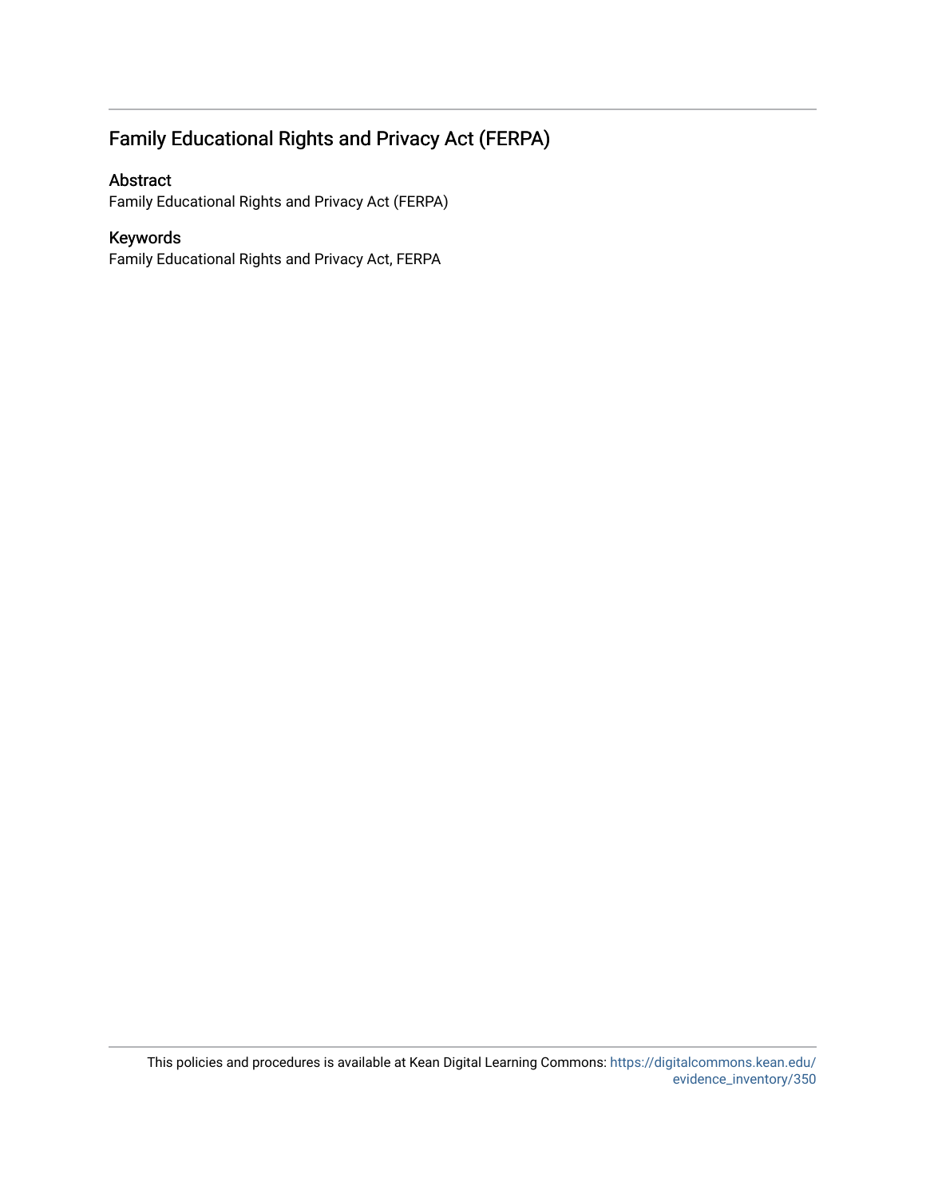## Family Educational Rights and Privacy Act (FERPA)

### Abstract

Family Educational Rights and Privacy Act (FERPA)

### Keywords

Family Educational Rights and Privacy Act, FERPA

This policies and procedures is available at Kean Digital Learning Commons: https://digitalcommons.kean.edu/evidence_inventory/350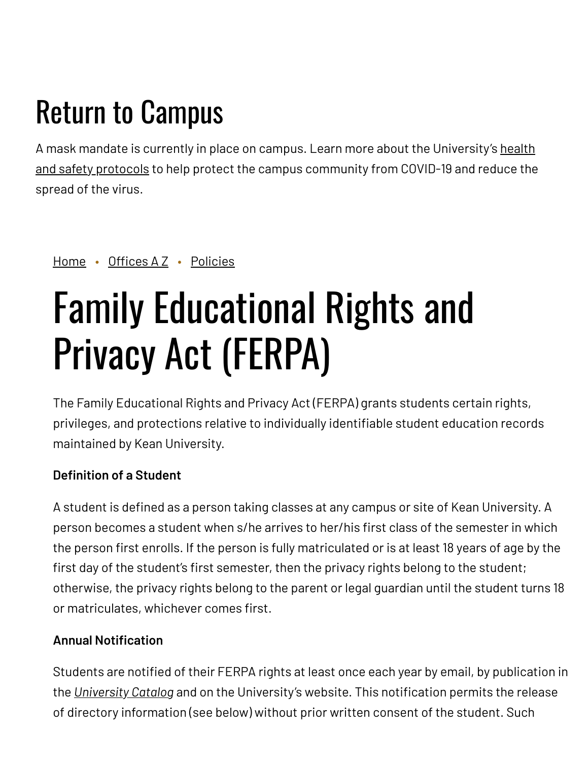## Return to Campus

A mask mandate is currently in place on campus. Learn more about the University's health and safety protocols to help protect the campus community from COVID-19 and reduce the spread of the virus.

Home • Offices A Z • Policies

# Family Educational Rights and Privacy Act (FERPA)

The Family Educational Rights and Privacy Act (FERPA) grants students certain rights, privileges, and protections relative to individually identifiable student education records maintained by Kean University.

**Definition of a Student**

A student is defined as a person taking classes at any campus or site of Kean University. A person becomes a student when s/he arrives to her/his first class of the semester in which the person first enrolls. If the person is fully matriculated or is at least 18 years of age by the first day of the student's first semester, then the privacy rights belong to the student; otherwise, the privacy rights belong to the parent or legal guardian until the student turns 18 or matriculates, whichever comes first.

**Annual Notification**

Students are notified of their FERPA rights at least once each year by email, by publication in the *University Catalog* and on the University's website. This notification permits the release of directory information (see below) without prior written consent of the student. Such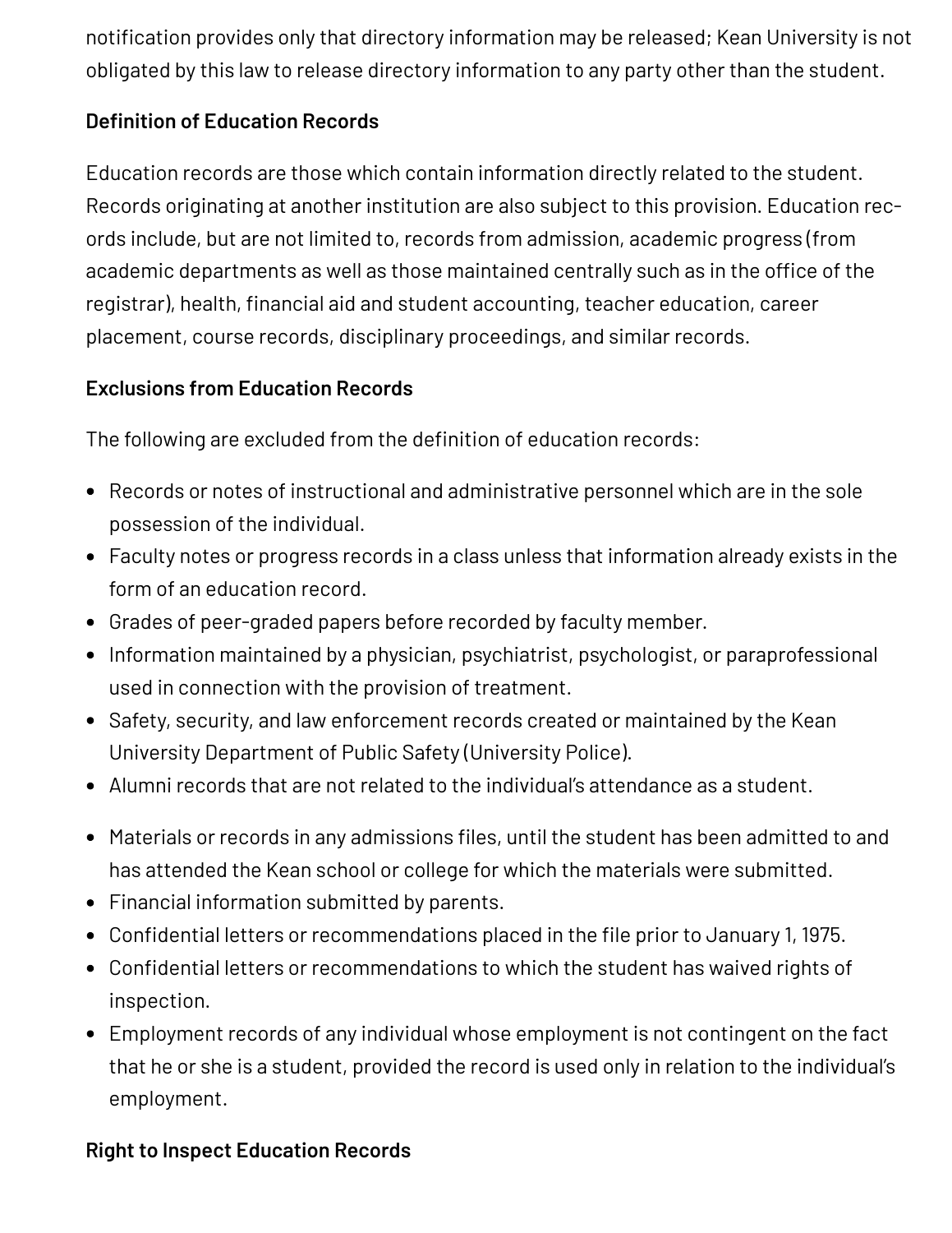notification provides only that directory information may be released; Kean University is not obligated by this law to release directory information to any party other than the student.

**Definition of Education Records**

Education records are those which contain information directly related to the student. Records originating at another institution are also subject to this provision. Education records include, but are not limited to, records from admission, academic progress (from academic departments as well as those maintained centrally such as in the office of the registrar), health, financial aid and student accounting, teacher education, career placement, course records, disciplinary proceedings, and similar records.

**Exclusions from Education Records**

The following are excluded from the definition of education records:

- Records or notes of instructional and administrative personnel which are in the sole possession of the individual.
- Faculty notes or progress records in a class unless that information already exists in the form of an education record.
- Grades of peer-graded papers before recorded by faculty member.
- Information maintained by a physician, psychiatrist, psychologist, or paraprofessional used in connection with the provision of treatment.
- Safety, security, and law enforcement records created or maintained by the Kean University Department of Public Safety (University Police).
- Alumni records that are not related to the individual's attendance as a student.
- Materials or records in any admissions files, until the student has been admitted to and has attended the Kean school or college for which the materials were submitted.
- Financial information submitted by parents.
- Confidential letters or recommendations placed in the file prior to January 1, 1975.
- Confidential letters or recommendations to which the student has waived rights of inspection.
- Employment records of any individual whose employment is not contingent on the fact that he or she is a student, provided the record is used only in relation to the individual's employment.

**Right to Inspect Education Records**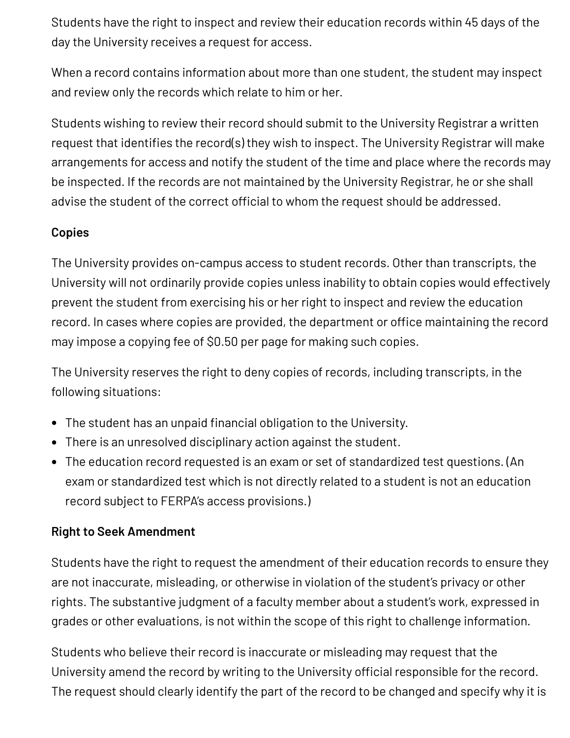Students have the right to inspect and review their education records within 45 days of the day the University receives a request for access.

When a record contains information about more than one student, the student may inspect and review only the records which relate to him or her.

Students wishing to review their record should submit to the University Registrar a written request that identifies the record(s) they wish to inspect. The University Registrar will make arrangements for access and notify the student of the time and place where the records may be inspected. If the records are not maintained by the University Registrar, he or she shall advise the student of the correct official to whom the request should be addressed.

**Copies**

The University provides on-campus access to student records. Other than transcripts, the University will not ordinarily provide copies unless inability to obtain copies would effectively prevent the student from exercising his or her right to inspect and review the education record. In cases where copies are provided, the department or office maintaining the record may impose a copying fee of $0.50 per page for making such copies.

The University reserves the right to deny copies of records, including transcripts, in the following situations:

- The student has an unpaid financial obligation to the University.
- There is an unresolved disciplinary action against the student.
- The education record requested is an exam or set of standardized test questions. (An exam or standardized test which is not directly related to a student is not an education record subject to FERPA's access provisions.)

**Right to Seek Amendment**

Students have the right to request the amendment of their education records to ensure they are not inaccurate, misleading, or otherwise in violation of the student's privacy or other rights. The substantive judgment of a faculty member about a student's work, expressed in grades or other evaluations, is not within the scope of this right to challenge information.

Students who believe their record is inaccurate or misleading may request that the University amend the record by writing to the University official responsible for the record. The request should clearly identify the part of the record to be changed and specify why it is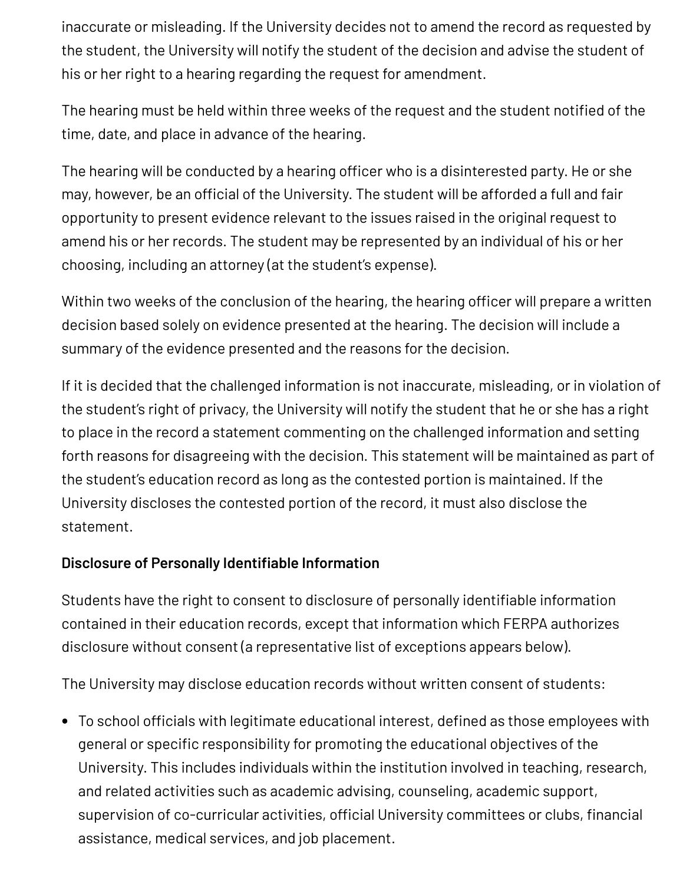inaccurate or misleading. If the University decides not to amend the record as requested by the student, the University will notify the student of the decision and advise the student of his or her right to a hearing regarding the request for amendment.

The hearing must be held within three weeks of the request and the student notified of the time, date, and place in advance of the hearing.

The hearing will be conducted by a hearing officer who is a disinterested party. He or she may, however, be an official of the University. The student will be afforded a full and fair opportunity to present evidence relevant to the issues raised in the original request to amend his or her records. The student may be represented by an individual of his or her choosing, including an attorney (at the student's expense).

Within two weeks of the conclusion of the hearing, the hearing officer will prepare a written decision based solely on evidence presented at the hearing. The decision will include a summary of the evidence presented and the reasons for the decision.

If it is decided that the challenged information is not inaccurate, misleading, or in violation of the student's right of privacy, the University will notify the student that he or she has a right to place in the record a statement commenting on the challenged information and setting forth reasons for disagreeing with the decision. This statement will be maintained as part of the student's education record as long as the contested portion is maintained. If the University discloses the contested portion of the record, it must also disclose the statement.

**Disclosure of Personally Identifiable Information**

Students have the right to consent to disclosure of personally identifiable information contained in their education records, except that information which FERPA authorizes disclosure without consent (a representative list of exceptions appears below).

The University may disclose education records without written consent of students:

- To school officials with legitimate educational interest, defined as those employees with general or specific responsibility for promoting the educational objectives of the University. This includes individuals within the institution involved in teaching, research, and related activities such as academic advising, counseling, academic support, supervision of co-curricular activities, official University committees or clubs, financial assistance, medical services, and job placement.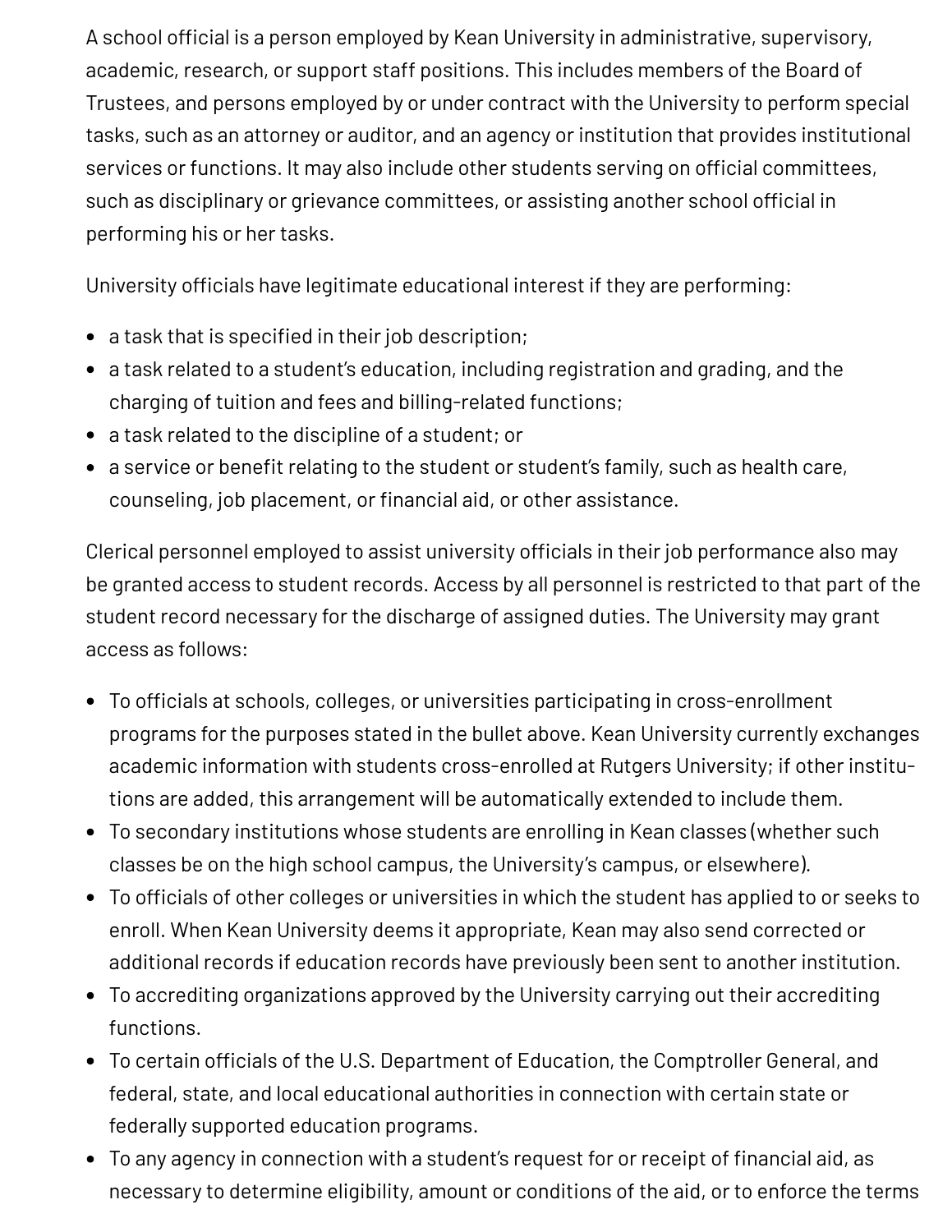A school official is a person employed by Kean University in administrative, supervisory, academic, research, or support staff positions. This includes members of the Board of Trustees, and persons employed by or under contract with the University to perform special tasks, such as an attorney or auditor, and an agency or institution that provides institutional services or functions. It may also include other students serving on official committees, such as disciplinary or grievance committees, or assisting another school official in performing his or her tasks.

University officials have legitimate educational interest if they are performing:

- a task that is specified in their job description;
- a task related to a student's education, including registration and grading, and the charging of tuition and fees and billing-related functions;
- a task related to the discipline of a student; or
- a service or benefit relating to the student or student's family, such as health care, counseling, job placement, or financial aid, or other assistance.

Clerical personnel employed to assist university officials in their job performance also may be granted access to student records. Access by all personnel is restricted to that part of the student record necessary for the discharge of assigned duties. The University may grant access as follows:

- To officials at schools, colleges, or universities participating in cross-enrollment programs for the purposes stated in the bullet above. Kean University currently exchanges academic information with students cross-enrolled at Rutgers University; if other institutions are added, this arrangement will be automatically extended to include them.
- To secondary institutions whose students are enrolling in Kean classes (whether such classes be on the high school campus, the University's campus, or elsewhere).
- To officials of other colleges or universities in which the student has applied to or seeks to enroll. When Kean University deems it appropriate, Kean may also send corrected or additional records if education records have previously been sent to another institution.
- To accrediting organizations approved by the University carrying out their accrediting functions.
- To certain officials of the U.S. Department of Education, the Comptroller General, and federal, state, and local educational authorities in connection with certain state or federally supported education programs.
- To any agency in connection with a student's request for or receipt of financial aid, as necessary to determine eligibility, amount or conditions of the aid, or to enforce the terms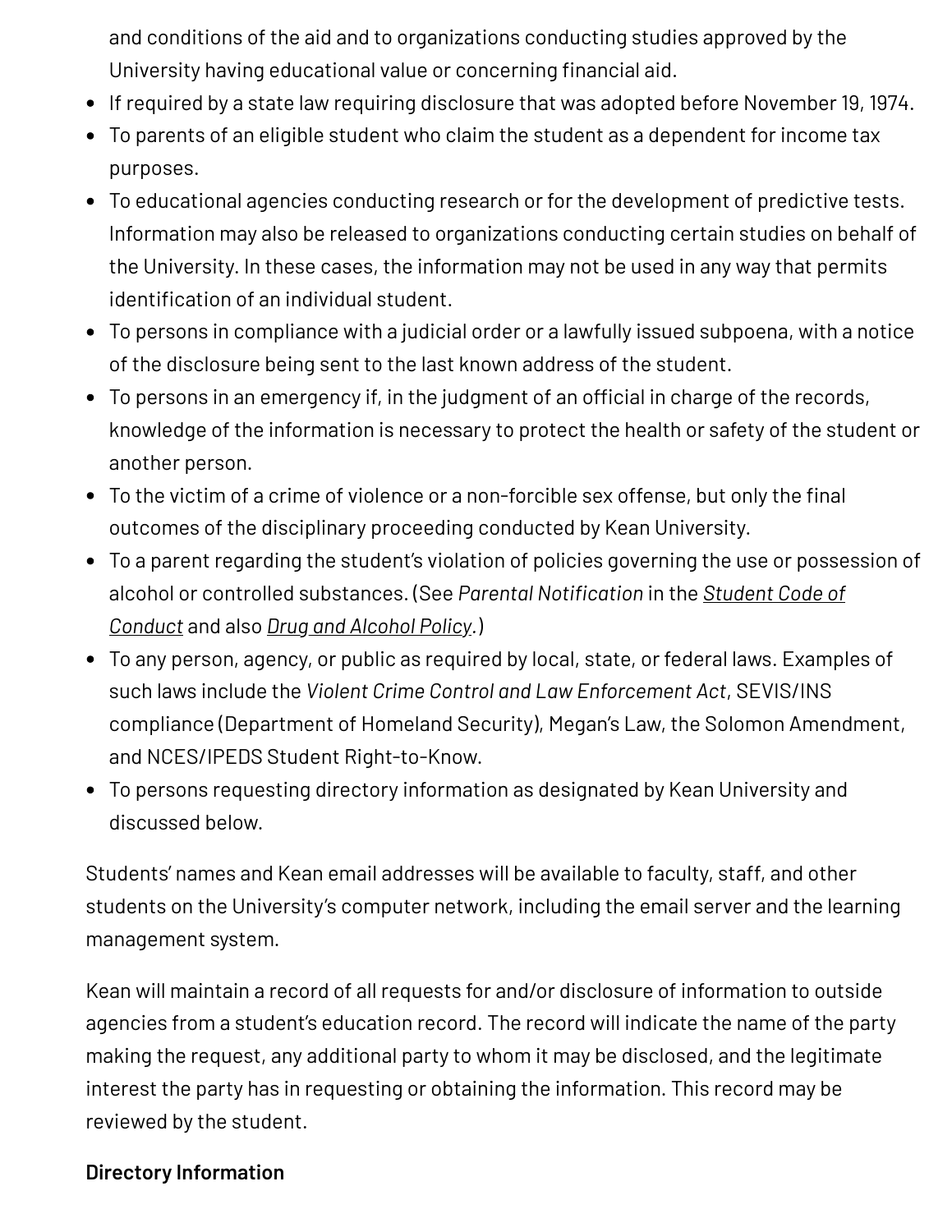and conditions of the aid and to organizations conducting studies approved by the University having educational value or concerning financial aid.

- If required by a state law requiring disclosure that was adopted before November 19, 1974.
- To parents of an eligible student who claim the student as a dependent for income tax purposes.
- To educational agencies conducting research or for the development of predictive tests. Information may also be released to organizations conducting certain studies on behalf of the University. In these cases, the information may not be used in any way that permits identification of an individual student.
- To persons in compliance with a judicial order or a lawfully issued subpoena, with a notice of the disclosure being sent to the last known address of the student.
- To persons in an emergency if, in the judgment of an official in charge of the records, knowledge of the information is necessary to protect the health or safety of the student or another person.
- To the victim of a crime of violence or a non-forcible sex offense, but only the final outcomes of the disciplinary proceeding conducted by Kean University.
- To a parent regarding the student's violation of policies governing the use or possession of alcohol or controlled substances. (See *Parental Notification* in the *Student Code of Conduct* and also *Drug and Alcohol Policy*.)
- To any person, agency, or public as required by local, state, or federal laws. Examples of such laws include the *Violent Crime Control and Law Enforcement Act*, SEVIS/INS compliance (Department of Homeland Security), Megan's Law, the Solomon Amendment, and NCES/IPEDS Student Right-to-Know.
- To persons requesting directory information as designated by Kean University and discussed below.

Students' names and Kean email addresses will be available to faculty, staff, and other students on the University's computer network, including the email server and the learning management system.

Kean will maintain a record of all requests for and/or disclosure of information to outside agencies from a student's education record. The record will indicate the name of the party making the request, any additional party to whom it may be disclosed, and the legitimate interest the party has in requesting or obtaining the information. This record may be reviewed by the student.

**Directory Information**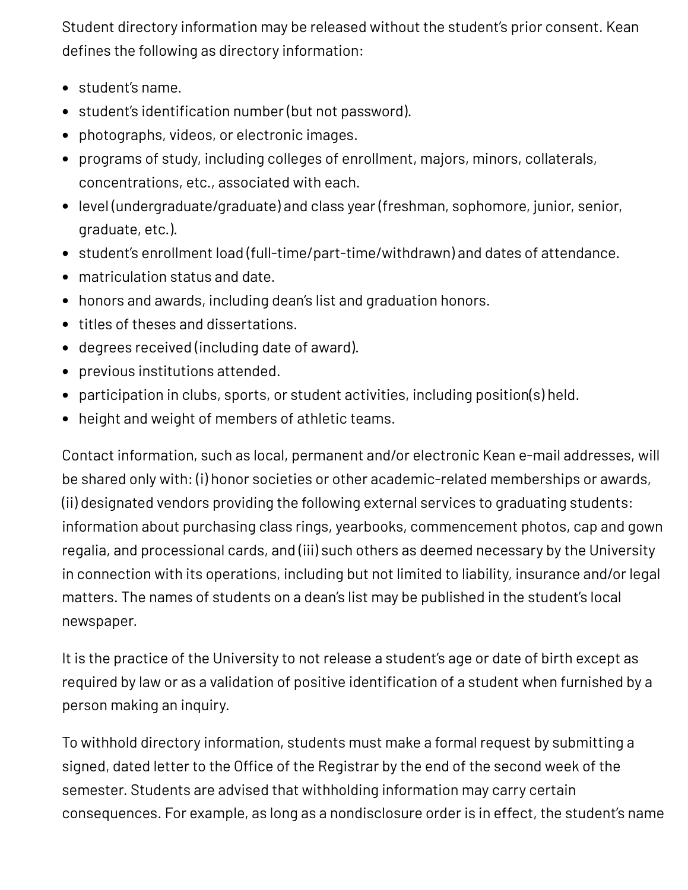Student directory information may be released without the student's prior consent. Kean defines the following as directory information:

- student's name.
- student's identification number (but not password).
- photographs, videos, or electronic images.
- programs of study, including colleges of enrollment, majors, minors, collaterals, concentrations, etc., associated with each.
- level (undergraduate/graduate) and class year (freshman, sophomore, junior, senior, graduate, etc.).
- student's enrollment load (full-time/part-time/withdrawn) and dates of attendance.
- matriculation status and date.
- honors and awards, including dean's list and graduation honors.
- titles of theses and dissertations.
- degrees received (including date of award).
- previous institutions attended.
- participation in clubs, sports, or student activities, including position(s) held.
- height and weight of members of athletic teams.

Contact information, such as local, permanent and/or electronic Kean e-mail addresses, will be shared only with: (i) honor societies or other academic-related memberships or awards, (ii) designated vendors providing the following external services to graduating students: information about purchasing class rings, yearbooks, commencement photos, cap and gown regalia, and processional cards, and (iii) such others as deemed necessary by the University in connection with its operations, including but not limited to liability, insurance and/or legal matters. The names of students on a dean's list may be published in the student's local newspaper.

It is the practice of the University to not release a student's age or date of birth except as required by law or as a validation of positive identification of a student when furnished by a person making an inquiry.

To withhold directory information, students must make a formal request by submitting a signed, dated letter to the Office of the Registrar by the end of the second week of the semester. Students are advised that withholding information may carry certain consequences. For example, as long as a nondisclosure order is in effect, the student's name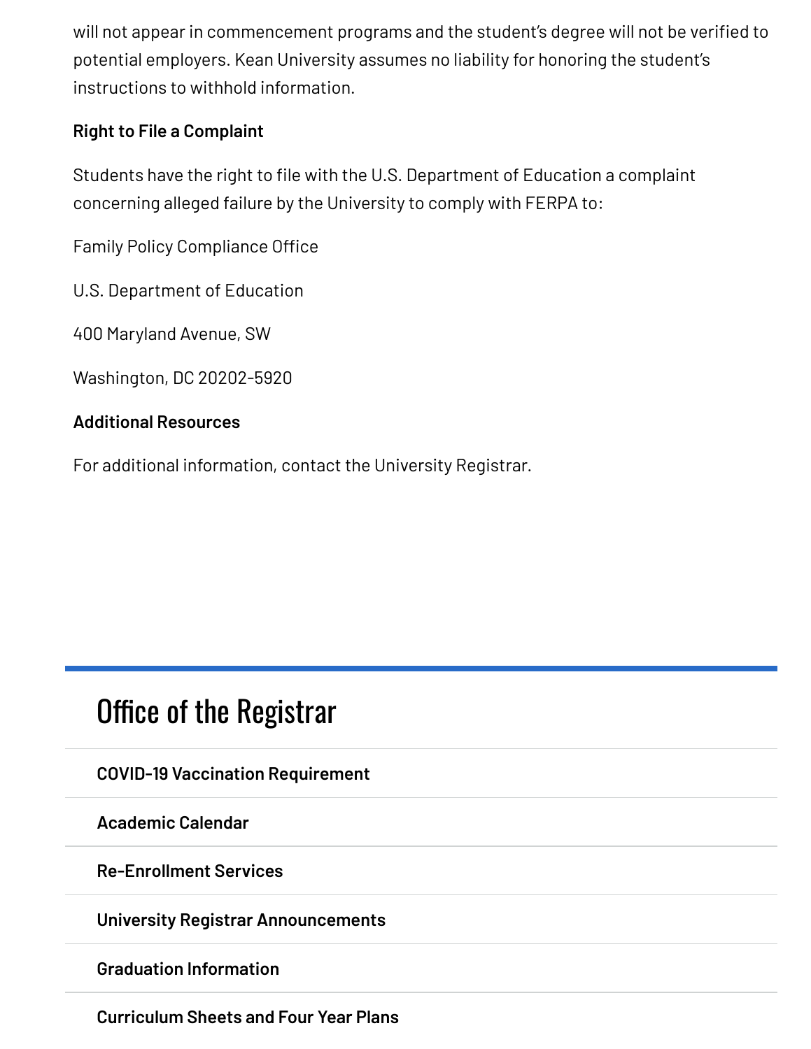will not appear in commencement programs and the student's degree will not be verified to potential employers. Kean University assumes no liability for honoring the student's instructions to withhold information.

**Right to File a Complaint**

Students have the right to file with the U.S. Department of Education a complaint concerning alleged failure by the University to comply with FERPA to:

Family Policy Compliance Office

U.S. Department of Education

400 Maryland Avenue, SW

Washington, DC 20202-5920

**Additional Resources**

For additional information, contact the University Registrar.

## Office of the Registrar

- **COVID-19 Vaccination Requirement**
- **Academic Calendar**
- **Re-Enrollment Services**
- **University Registrar Announcements**
- **Graduation Information**
- **Curriculum Sheets and Four Year Plans**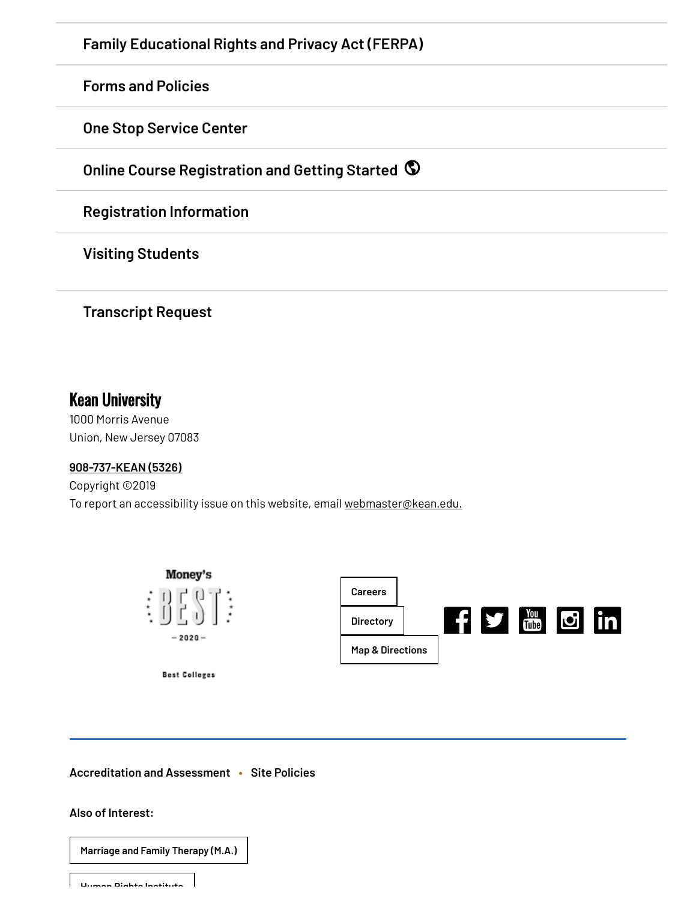Family Educational Rights and Privacy Act (FERPA)

Forms and Policies

One Stop Service Center

Online Course Registration and Getting Started

Registration Information

Visiting Students

Transcript Request

**Kean University**

1000 Morris Avenue
Union, New Jersey 07083

908-737-KEAN (5326)

Copyright ©2019

To report an accessibility issue on this website, email webmaster@kean.edu.

Money's BEST 2020 Best Colleges

Careers

Directory

Map & Directions

Accreditation and Assessment • Site Policies

**Also of Interest:**

Marriage and Family Therapy (M.A.)

Human Rights Institute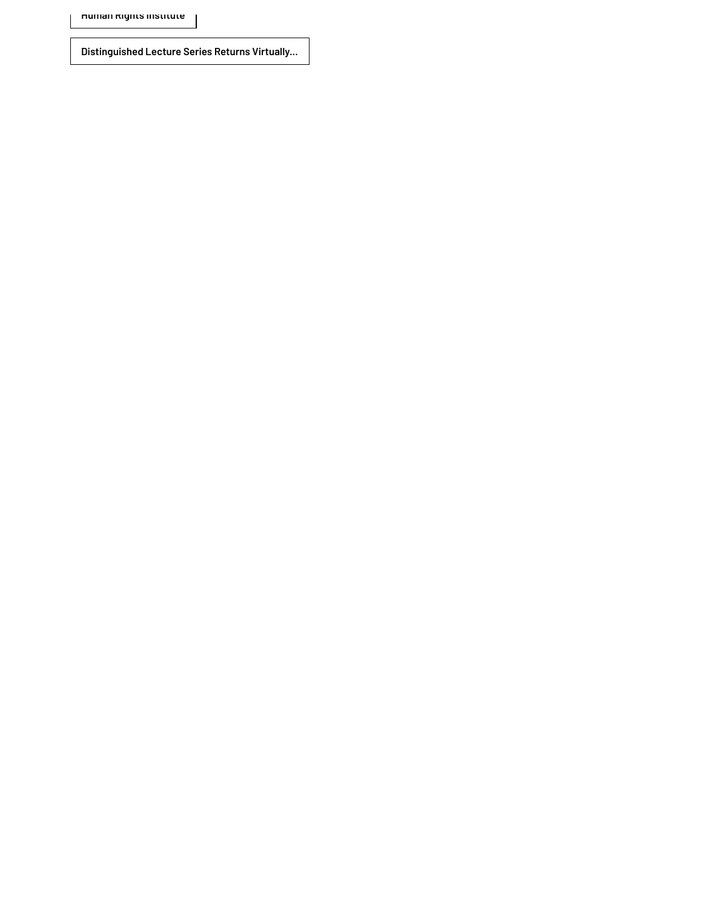Human Rights Institute

Distinguished Lecture Series Returns Virtually...